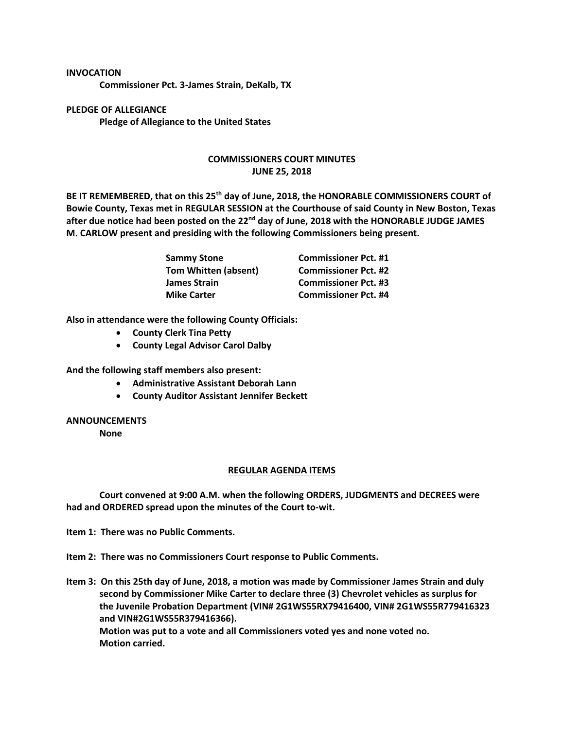**INVOCATION**

**Commissioner Pct. 3-James Strain, DeKalb, TX**

**PLEDGE OF ALLEGIANCE**

**Pledge of Allegiance to the United States**

## COMMISSIONERS COURT MINUTES
## JUNE 25, 2018

**BE IT REMEMBERED, that on this 25th day of June, 2018, the HONORABLE COMMISSIONERS COURT of Bowie County, Texas met in REGULAR SESSION at the Courthouse of said County in New Boston, Texas after due notice had been posted on the 22nd day of June, 2018 with the HONORABLE JUDGE JAMES M. CARLOW present and presiding with the following Commissioners being present.**

| | |
|---|---|
| **Sammy Stone** | **Commissioner Pct. #1** |
| **Tom Whitten (absent)** | **Commissioner Pct. #2** |
| **James Strain** | **Commissioner Pct. #3** |
| **Mike Carter** | **Commissioner Pct. #4** |

**Also in attendance were the following County Officials:**

- **County Clerk Tina Petty**
- **County Legal Advisor Carol Dalby**

**And the following staff members also present:**

- **Administrative Assistant Deborah Lann**
- **County Auditor Assistant Jennifer Beckett**

**ANNOUNCEMENTS**

**None**

## REGULAR AGENDA ITEMS

**Court convened at 9:00 A.M. when the following ORDERS, JUDGMENTS and DECREES were had and ORDERED spread upon the minutes of the Court to-wit.**

**Item 1: There was no Public Comments.**

**Item 2: There was no Commissioners Court response to Public Comments.**

**Item 3: On this 25th day of June, 2018, a motion was made by Commissioner James Strain and duly second by Commissioner Mike Carter to declare three (3) Chevrolet vehicles as surplus for the Juvenile Probation Department (VIN# 2G1WS55RX79416400, VIN# 2G1WS55R779416323 and VIN#2G1WS55R379416366).**
**Motion was put to a vote and all Commissioners voted yes and none voted no.**
**Motion carried.**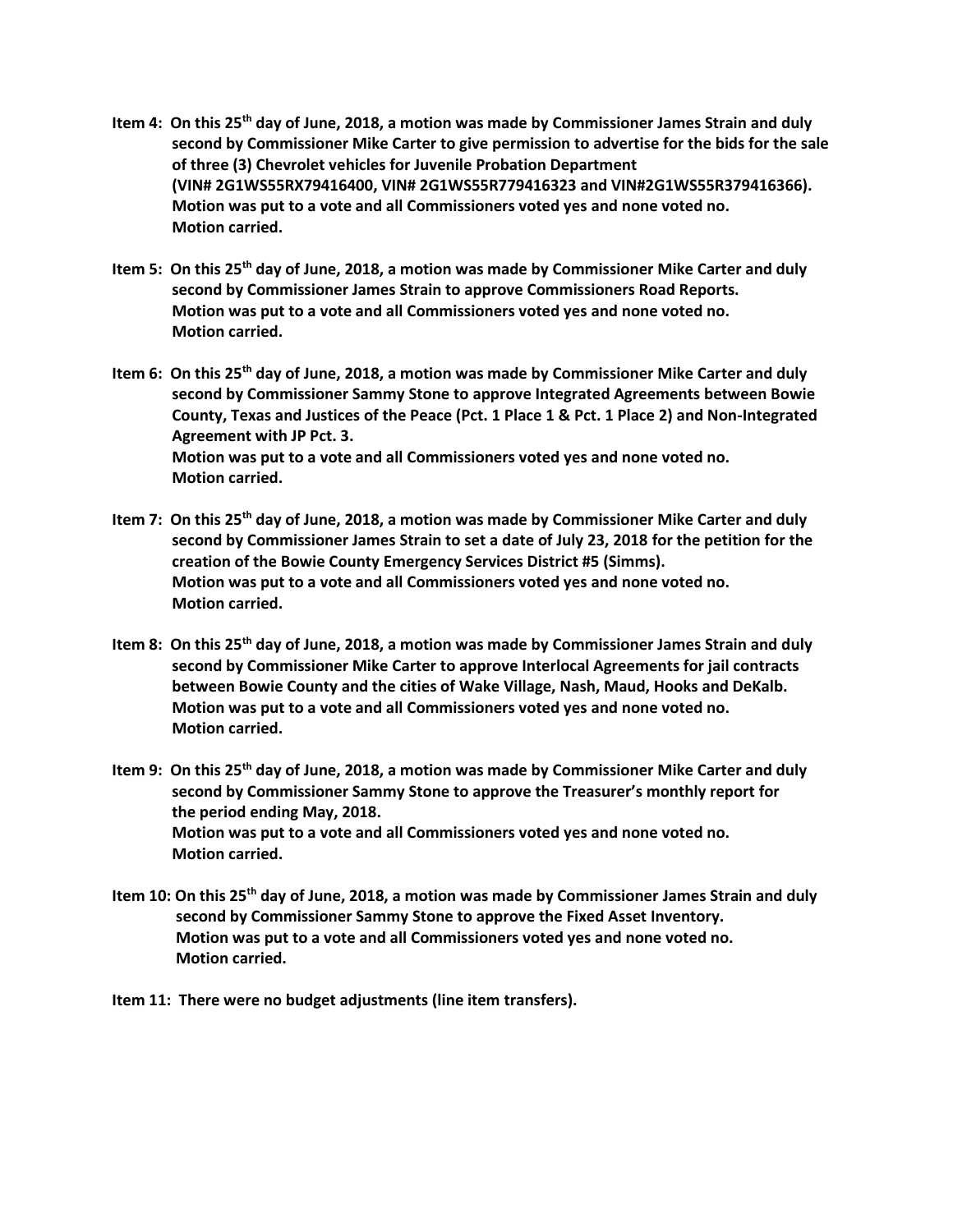**Item 4: On this 25th day of June, 2018, a motion was made by Commissioner James Strain and duly second by Commissioner Mike Carter to give permission to advertise for the bids for the sale of three (3) Chevrolet vehicles for Juvenile Probation Department (VIN# 2G1WS55RX79416400, VIN# 2G1WS55R779416323 and VIN#2G1WS55R379416366). Motion was put to a vote and all Commissioners voted yes and none voted no. Motion carried.**

**Item 5: On this 25th day of June, 2018, a motion was made by Commissioner Mike Carter and duly second by Commissioner James Strain to approve Commissioners Road Reports. Motion was put to a vote and all Commissioners voted yes and none voted no. Motion carried.**

**Item 6: On this 25th day of June, 2018, a motion was made by Commissioner Mike Carter and duly second by Commissioner Sammy Stone to approve Integrated Agreements between Bowie County, Texas and Justices of the Peace (Pct. 1 Place 1 & Pct. 1 Place 2) and Non-Integrated Agreement with JP Pct. 3. Motion was put to a vote and all Commissioners voted yes and none voted no. Motion carried.**

**Item 7: On this 25th day of June, 2018, a motion was made by Commissioner Mike Carter and duly second by Commissioner James Strain to set a date of July 23, 2018 for the petition for the creation of the Bowie County Emergency Services District #5 (Simms). Motion was put to a vote and all Commissioners voted yes and none voted no. Motion carried.**

**Item 8: On this 25th day of June, 2018, a motion was made by Commissioner James Strain and duly second by Commissioner Mike Carter to approve Interlocal Agreements for jail contracts between Bowie County and the cities of Wake Village, Nash, Maud, Hooks and DeKalb. Motion was put to a vote and all Commissioners voted yes and none voted no. Motion carried.**

**Item 9: On this 25th day of June, 2018, a motion was made by Commissioner Mike Carter and duly second by Commissioner Sammy Stone to approve the Treasurer's monthly report for the period ending May, 2018. Motion was put to a vote and all Commissioners voted yes and none voted no. Motion carried.**

**Item 10: On this 25th day of June, 2018, a motion was made by Commissioner James Strain and duly second by Commissioner Sammy Stone to approve the Fixed Asset Inventory. Motion was put to a vote and all Commissioners voted yes and none voted no. Motion carried.**

**Item 11: There were no budget adjustments (line item transfers).**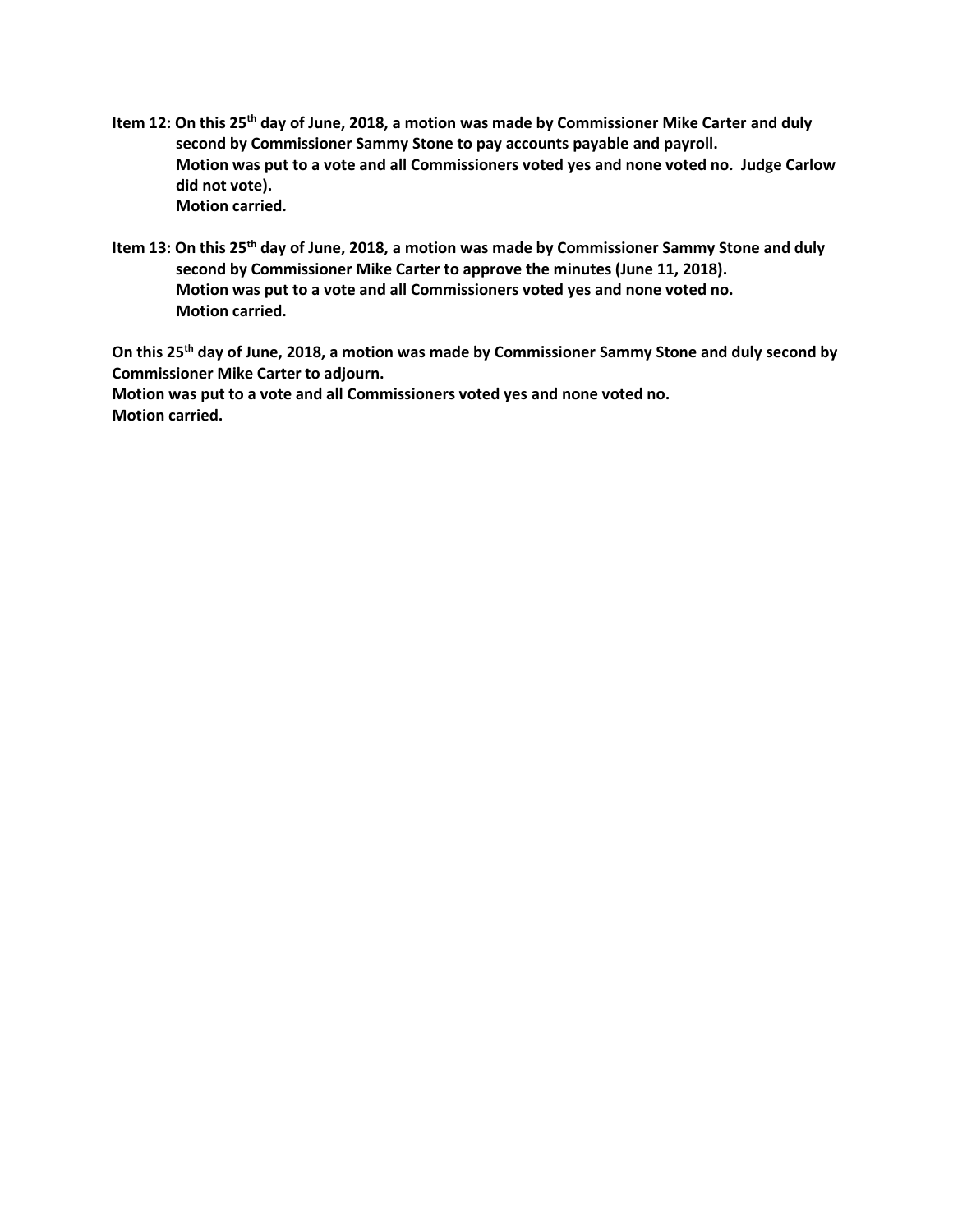**Item 12: On this 25th day of June, 2018, a motion was made by Commissioner Mike Carter and duly second by Commissioner Sammy Stone to pay accounts payable and payroll.**
**Motion was put to a vote and all Commissioners voted yes and none voted no. Judge Carlow did not vote).**
**Motion carried.**

**Item 13: On this 25th day of June, 2018, a motion was made by Commissioner Sammy Stone and duly second by Commissioner Mike Carter to approve the minutes (June 11, 2018).**
**Motion was put to a vote and all Commissioners voted yes and none voted no.**
**Motion carried.**

**On this 25th day of June, 2018, a motion was made by Commissioner Sammy Stone and duly second by Commissioner Mike Carter to adjourn.**
**Motion was put to a vote and all Commissioners voted yes and none voted no.**
**Motion carried.**